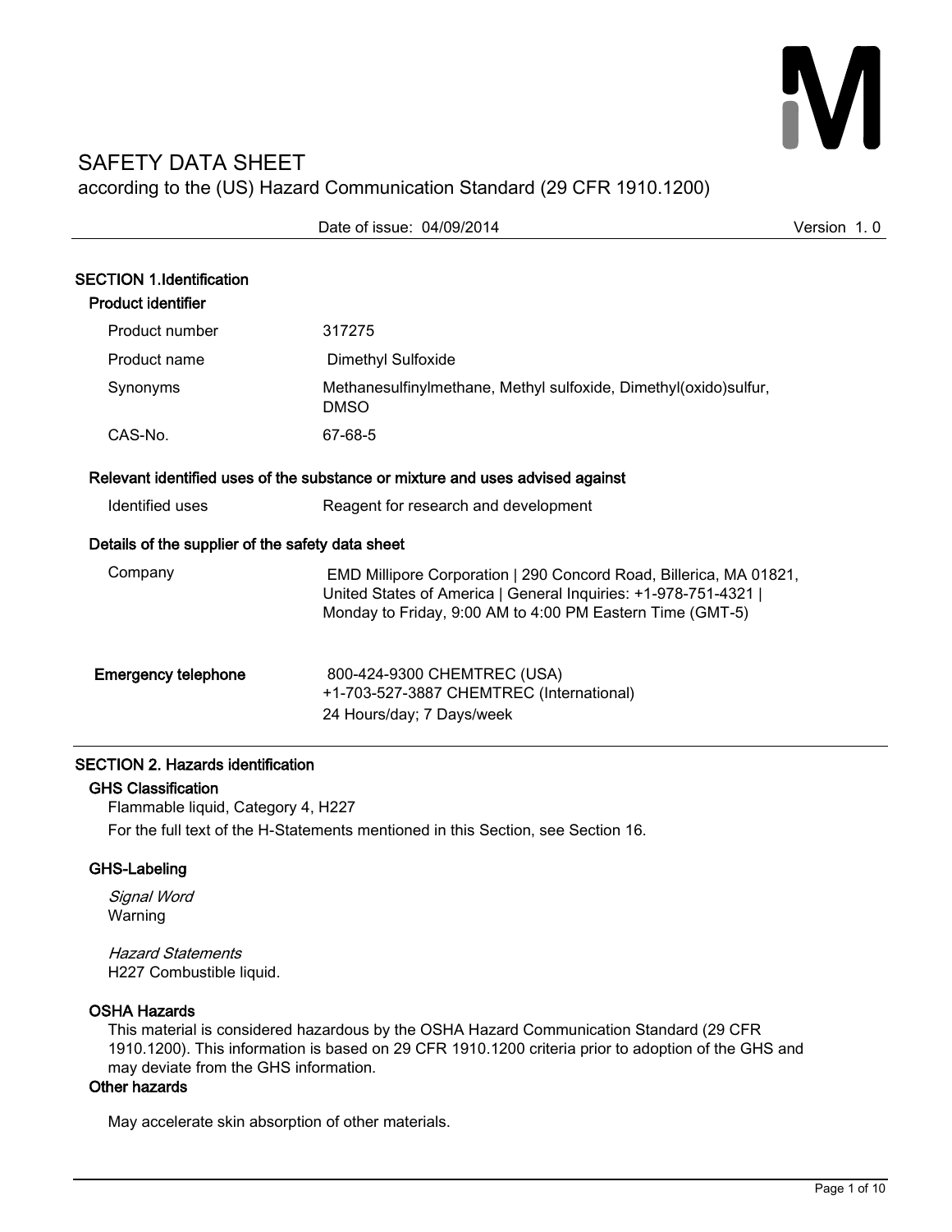# SAFETY DATA SHEET

according to the (US) Hazard Communication Standard (29 CFR 1910.1200)

Date of issue: 04/09/2014 Version 1. 0

## SECTION 1.Identification

### Product identifier

| | |
|---|---|
| Product number | 317275 |
| Product name | Dimethyl Sulfoxide |
| Synonyms | Methanesulfinylmethane, Methyl sulfoxide, Dimethyl(oxido)sulfur, DMSO |
| CAS-No. | 67-68-5 |

### Relevant identified uses of the substance or mixture and uses advised against

| | |
|---|---|
| Identified uses | Reagent for research and development |

### Details of the supplier of the safety data sheet

| | |
|---|---|
| Company | EMD Millipore Corporation \| 290 Concord Road, Billerica, MA 01821, United States of America \| General Inquiries: +1-978-751-4321 \| Monday to Friday, 9:00 AM to 4:00 PM Eastern Time (GMT-5) |

### Emergency telephone

800-424-9300 CHEMTREC (USA)
+1-703-527-3887 CHEMTREC (International)
24 Hours/day; 7 Days/week

## SECTION 2. Hazards identification

### GHS Classification

Flammable liquid, Category 4, H227

For the full text of the H-Statements mentioned in this Section, see Section 16.

### GHS-Labeling

*Signal Word*
Warning

*Hazard Statements*
H227 Combustible liquid.

### OSHA Hazards

This material is considered hazardous by the OSHA Hazard Communication Standard (29 CFR 1910.1200). This information is based on 29 CFR 1910.1200 criteria prior to adoption of the GHS and may deviate from the GHS information.

### Other hazards

May accelerate skin absorption of other materials.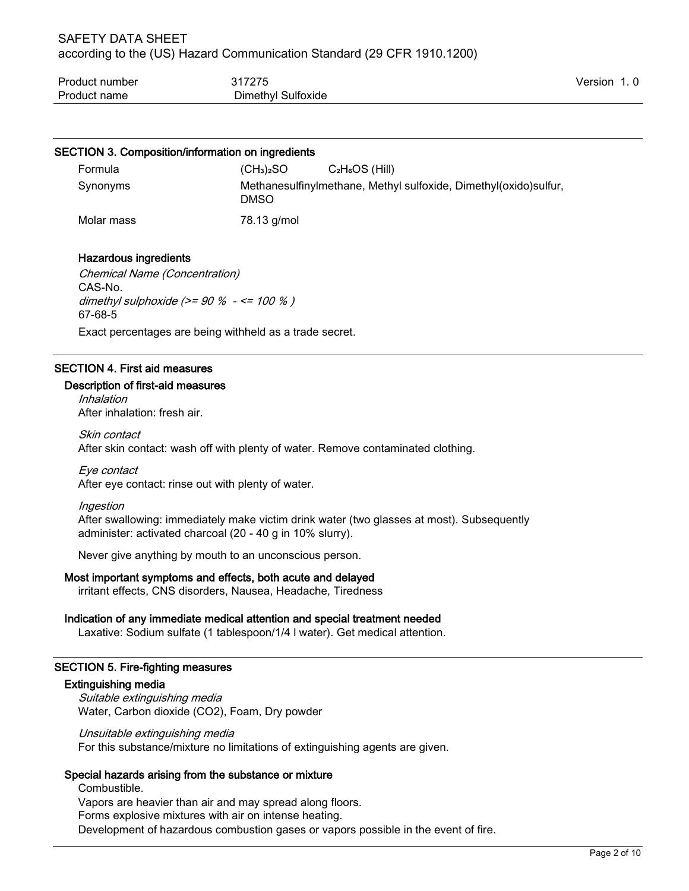## SECTION 3. Composition/information on ingredients

| | | |
|---|---|---|
| Formula | $(CH_3)_2SO$ | $C_2H_6OS$ (Hill) |
| Synonyms | Methanesulfinylmethane, Methyl sulfoxide, Dimethyl(oxido)sulfur, DMSO | |
| Molar mass | 78.13 g/mol | |

### Hazardous ingredients

*Chemical Name (Concentration)*
CAS-No.
*dimethyl sulphoxide (>= 90 % - <= 100 % )*
67-68-5

Exact percentages are being withheld as a trade secret.

## SECTION 4. First aid measures

### Description of first-aid measures

*Inhalation*
After inhalation: fresh air.

*Skin contact*
After skin contact: wash off with plenty of water. Remove contaminated clothing.

*Eye contact*
After eye contact: rinse out with plenty of water.

*Ingestion*
After swallowing: immediately make victim drink water (two glasses at most). Subsequently administer: activated charcoal (20 - 40 g in 10% slurry).

Never give anything by mouth to an unconscious person.

### Most important symptoms and effects, both acute and delayed

irritant effects, CNS disorders, Nausea, Headache, Tiredness

### Indication of any immediate medical attention and special treatment needed

Laxative: Sodium sulfate (1 tablespoon/1/4 l water). Get medical attention.

## SECTION 5. Fire-fighting measures

### Extinguishing media

*Suitable extinguishing media*
Water, Carbon dioxide (CO2), Foam, Dry powder

*Unsuitable extinguishing media*
For this substance/mixture no limitations of extinguishing agents are given.

### Special hazards arising from the substance or mixture

Combustible.
Vapors are heavier than air and may spread along floors.
Forms explosive mixtures with air on intense heating.
Development of hazardous combustion gases or vapors possible in the event of fire.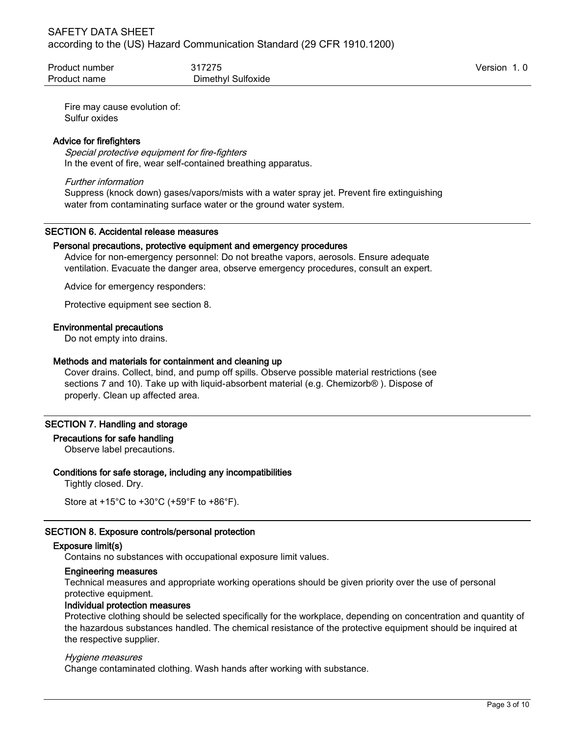Fire may cause evolution of:
Sulfur oxides

### Advice for firefighters

*Special protective equipment for fire-fighters*

In the event of fire, wear self-contained breathing apparatus.

*Further information*

Suppress (knock down) gases/vapors/mists with a water spray jet. Prevent fire extinguishing water from contaminating surface water or the ground water system.

## SECTION 6. Accidental release measures

### Personal precautions, protective equipment and emergency procedures

Advice for non-emergency personnel: Do not breathe vapors, aerosols. Ensure adequate ventilation. Evacuate the danger area, observe emergency procedures, consult an expert.

Advice for emergency responders:

Protective equipment see section 8.

### Environmental precautions

Do not empty into drains.

### Methods and materials for containment and cleaning up

Cover drains. Collect, bind, and pump off spills. Observe possible material restrictions (see sections 7 and 10). Take up with liquid-absorbent material (e.g. Chemizorb® ). Dispose of properly. Clean up affected area.

## SECTION 7. Handling and storage

### Precautions for safe handling

Observe label precautions.

### Conditions for safe storage, including any incompatibilities

Tightly closed. Dry.

Store at +15°C to +30°C (+59°F to +86°F).

## SECTION 8. Exposure controls/personal protection

### Exposure limit(s)

Contains no substances with occupational exposure limit values.

### Engineering measures

Technical measures and appropriate working operations should be given priority over the use of personal protective equipment.

### Individual protection measures

Protective clothing should be selected specifically for the workplace, depending on concentration and quantity of the hazardous substances handled. The chemical resistance of the protective equipment should be inquired at the respective supplier.

*Hygiene measures*

Change contaminated clothing. Wash hands after working with substance.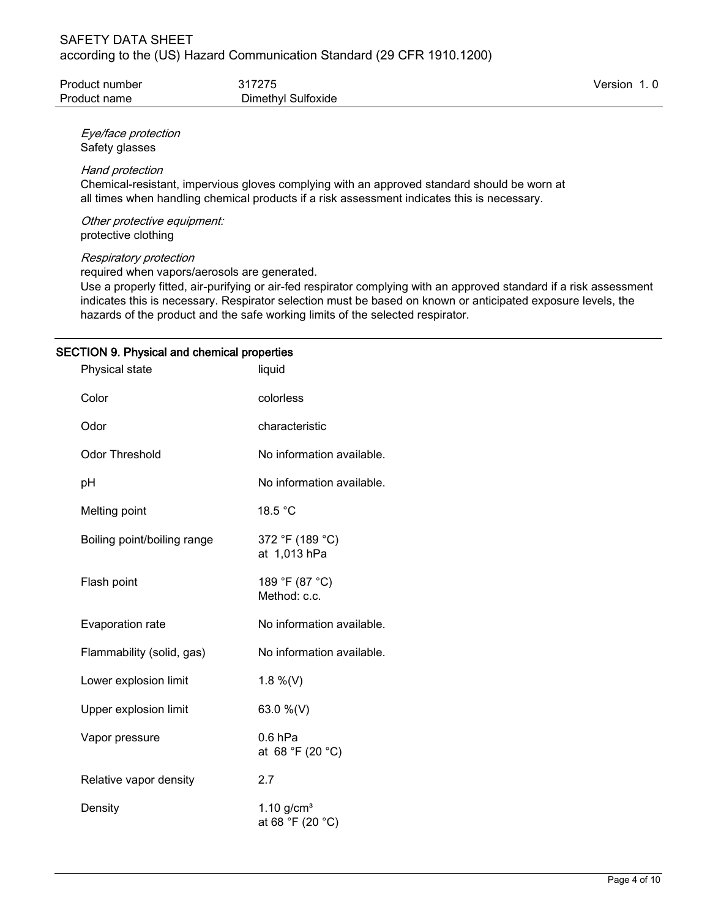*Eye/face protection*
Safety glasses

*Hand protection*
Chemical-resistant, impervious gloves complying with an approved standard should be worn at all times when handling chemical products if a risk assessment indicates this is necessary.

*Other protective equipment:*
protective clothing

*Respiratory protection*
required when vapors/aerosols are generated.
Use a properly fitted, air-purifying or air-fed respirator complying with an approved standard if a risk assessment indicates this is necessary. Respirator selection must be based on known or anticipated exposure levels, the hazards of the product and the safe working limits of the selected respirator.

## SECTION 9. Physical and chemical properties

| | |
|---|---|
| Physical state | liquid |
| Color | colorless |
| Odor | characteristic |
| Odor Threshold | No information available. |
| pH | No information available. |
| Melting point | 18.5 °C |
| Boiling point/boiling range | 372 °F (189 °C)<br>at 1,013 hPa |
| Flash point | 189 °F (87 °C)<br>Method: c.c. |
| Evaporation rate | No information available. |
| Flammability (solid, gas) | No information available. |
| Lower explosion limit | 1.8 %(V) |
| Upper explosion limit | 63.0 %(V) |
| Vapor pressure | 0.6 hPa<br>at 68 °F (20 °C) |
| Relative vapor density | 2.7 |
| Density | 1.10 g/cm³<br>at 68 °F (20 °C) |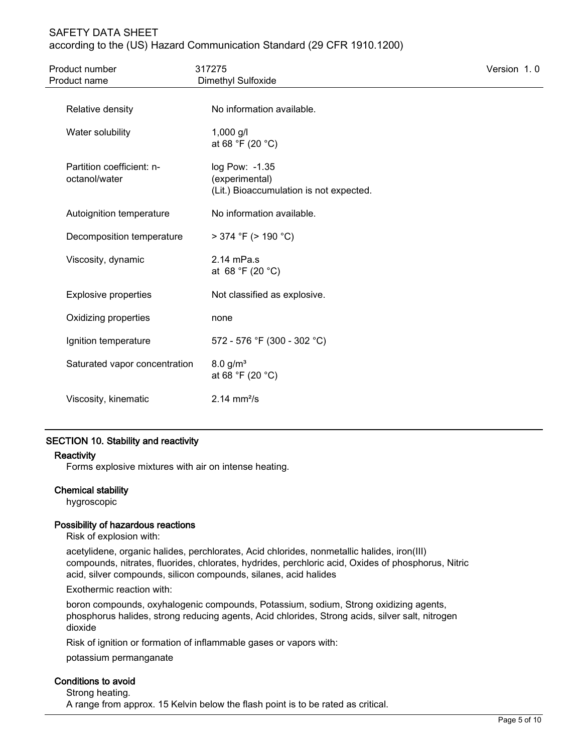| | |
|---|---|
| Relative density | No information available. |
| Water solubility | 1,000 g/l<br>at 68 °F (20 °C) |
| Partition coefficient: n-octanol/water | log Pow: -1.35<br>(experimental)<br>(Lit.) Bioaccumulation is not expected. |
| Autoignition temperature | No information available. |
| Decomposition temperature | > 374 °F (> 190 °C) |
| Viscosity, dynamic | 2.14 mPa.s<br>at 68 °F (20 °C) |
| Explosive properties | Not classified as explosive. |
| Oxidizing properties | none |
| Ignition temperature | 572 - 576 °F (300 - 302 °C) |
| Saturated vapor concentration | 8.0 g/m³<br>at 68 °F (20 °C) |
| Viscosity, kinematic | 2.14 mm²/s |

## SECTION 10. Stability and reactivity

### Reactivity

Forms explosive mixtures with air on intense heating.

### Chemical stability

hygroscopic

### Possibility of hazardous reactions

Risk of explosion with:

acetylidene, organic halides, perchlorates, Acid chlorides, nonmetallic halides, iron(III) compounds, nitrates, fluorides, chlorates, hydrides, perchloric acid, Oxides of phosphorus, Nitric acid, silver compounds, silicon compounds, silanes, acid halides

Exothermic reaction with:

boron compounds, oxyhalogenic compounds, Potassium, sodium, Strong oxidizing agents, phosphorus halides, strong reducing agents, Acid chlorides, Strong acids, silver salt, nitrogen dioxide

Risk of ignition or formation of inflammable gases or vapors with:

potassium permanganate

### Conditions to avoid

Strong heating.
A range from approx. 15 Kelvin below the flash point is to be rated as critical.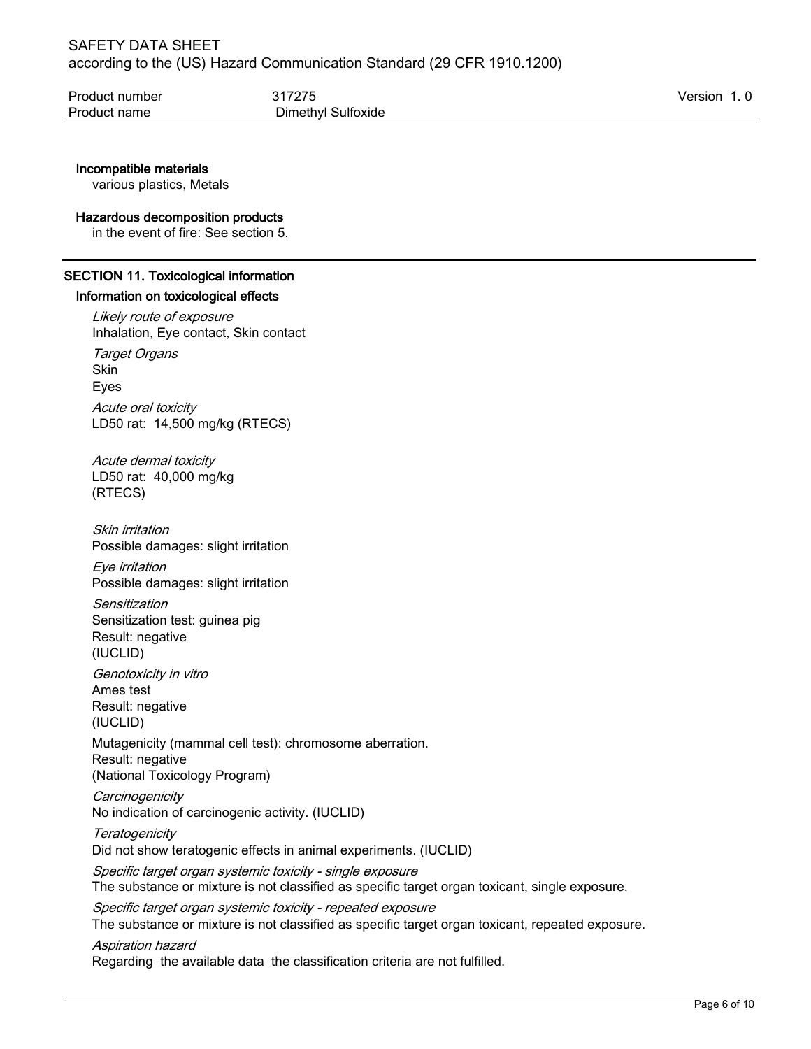**Incompatible materials**

various plastics, Metals

**Hazardous decomposition products**

in the event of fire: See section 5.

## SECTION 11. Toxicological information

### Information on toxicological effects

*Likely route of exposure*
Inhalation, Eye contact, Skin contact

*Target Organs*
Skin
Eyes

*Acute oral toxicity*
LD50 rat: 14,500 mg/kg (RTECS)

*Acute dermal toxicity*
LD50 rat: 40,000 mg/kg
(RTECS)

*Skin irritation*
Possible damages: slight irritation

*Eye irritation*
Possible damages: slight irritation

*Sensitization*
Sensitization test: guinea pig
Result: negative
(IUCLID)

*Genotoxicity in vitro*
Ames test
Result: negative
(IUCLID)

Mutagenicity (mammal cell test): chromosome aberration.
Result: negative
(National Toxicology Program)

*Carcinogenicity*
No indication of carcinogenic activity. (IUCLID)

*Teratogenicity*
Did not show teratogenic effects in animal experiments. (IUCLID)

*Specific target organ systemic toxicity - single exposure*
The substance or mixture is not classified as specific target organ toxicant, single exposure.

*Specific target organ systemic toxicity - repeated exposure*
The substance or mixture is not classified as specific target organ toxicant, repeated exposure.

*Aspiration hazard*
Regarding the available data the classification criteria are not fulfilled.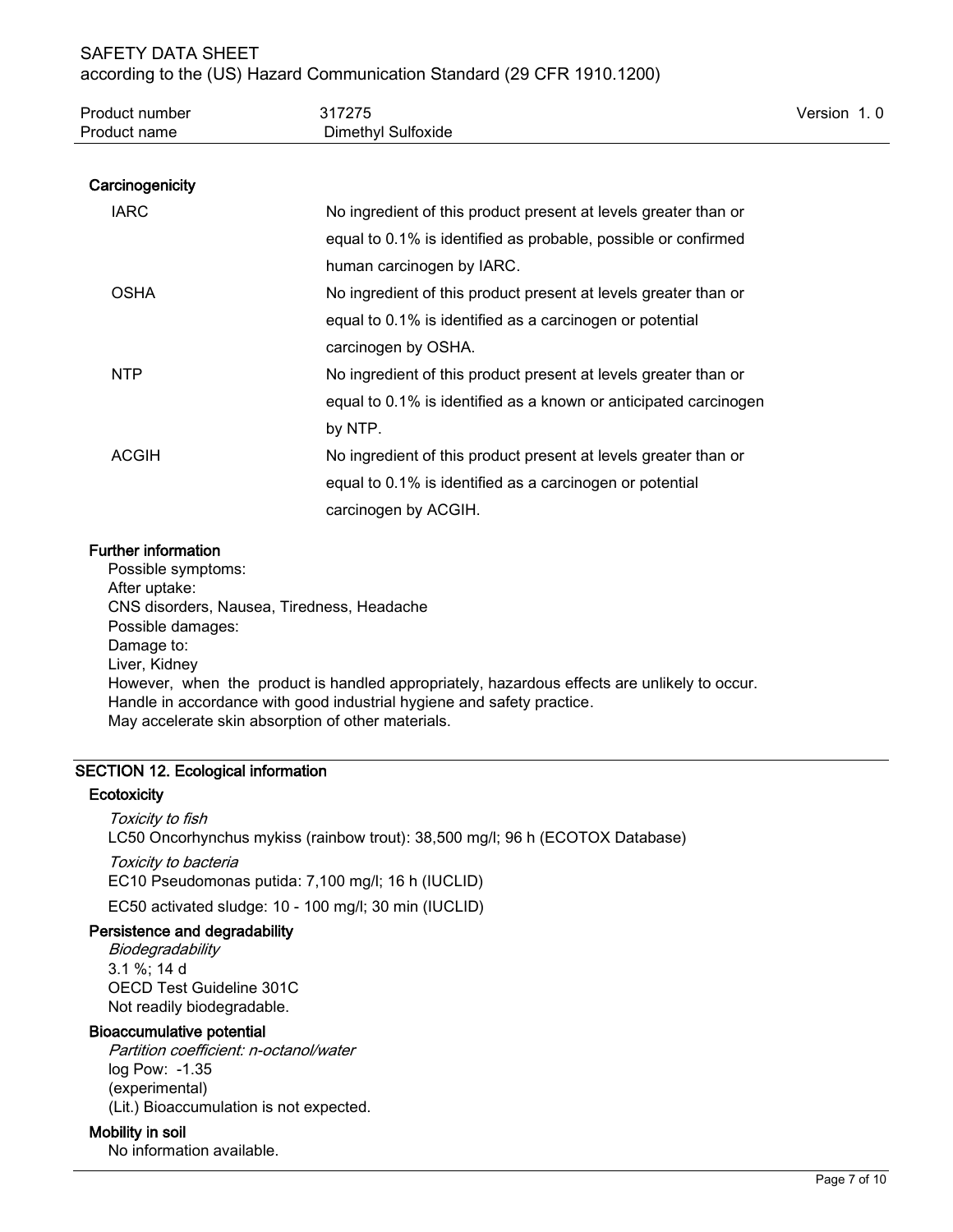### Carcinogenicity

| | |
|---|---|
| IARC | No ingredient of this product present at levels greater than or equal to 0.1% is identified as probable, possible or confirmed human carcinogen by IARC. |
| OSHA | No ingredient of this product present at levels greater than or equal to 0.1% is identified as a carcinogen or potential carcinogen by OSHA. |
| NTP | No ingredient of this product present at levels greater than or equal to 0.1% is identified as a known or anticipated carcinogen by NTP. |
| ACGIH | No ingredient of this product present at levels greater than or equal to 0.1% is identified as a carcinogen or potential carcinogen by ACGIH. |

### Further information

Possible symptoms:
After uptake:
CNS disorders, Nausea, Tiredness, Headache
Possible damages:
Damage to:
Liver, Kidney
However, when the product is handled appropriately, hazardous effects are unlikely to occur.
Handle in accordance with good industrial hygiene and safety practice.
May accelerate skin absorption of other materials.

## SECTION 12. Ecological information

### Ecotoxicity

*Toxicity to fish*

LC50 Oncorhynchus mykiss (rainbow trout): 38,500 mg/l; 96 h (ECOTOX Database)

*Toxicity to bacteria*

EC10 Pseudomonas putida: 7,100 mg/l; 16 h (IUCLID)

EC50 activated sludge: 10 - 100 mg/l; 30 min (IUCLID)

### Persistence and degradability

*Biodegradability*
3.1 %; 14 d
OECD Test Guideline 301C
Not readily biodegradable.

### Bioaccumulative potential

*Partition coefficient: n-octanol/water*
log Pow: -1.35
(experimental)
(Lit.) Bioaccumulation is not expected.

### Mobility in soil

No information available.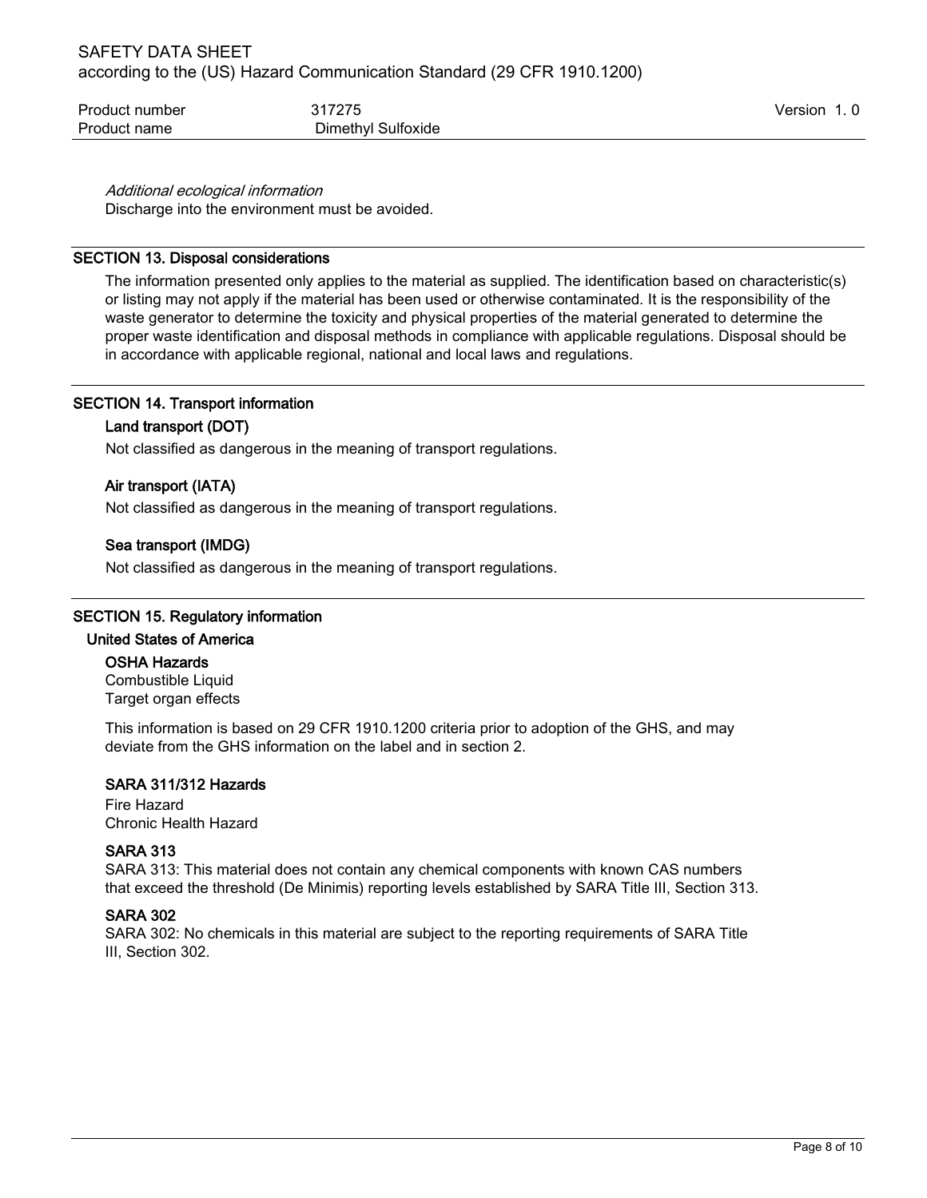*Additional ecological information*

Discharge into the environment must be avoided.

## SECTION 13. Disposal considerations

The information presented only applies to the material as supplied. The identification based on characteristic(s) or listing may not apply if the material has been used or otherwise contaminated. It is the responsibility of the waste generator to determine the toxicity and physical properties of the material generated to determine the proper waste identification and disposal methods in compliance with applicable regulations. Disposal should be in accordance with applicable regional, national and local laws and regulations.

## SECTION 14. Transport information

### Land transport (DOT)

Not classified as dangerous in the meaning of transport regulations.

### Air transport (IATA)

Not classified as dangerous in the meaning of transport regulations.

### Sea transport (IMDG)

Not classified as dangerous in the meaning of transport regulations.

## SECTION 15. Regulatory information

### United States of America

#### OSHA Hazards

Combustible Liquid
Target organ effects

This information is based on 29 CFR 1910.1200 criteria prior to adoption of the GHS, and may deviate from the GHS information on the label and in section 2.

#### SARA 311/312 Hazards

Fire Hazard
Chronic Health Hazard

#### SARA 313

SARA 313: This material does not contain any chemical components with known CAS numbers that exceed the threshold (De Minimis) reporting levels established by SARA Title III, Section 313.

#### SARA 302

SARA 302: No chemicals in this material are subject to the reporting requirements of SARA Title III, Section 302.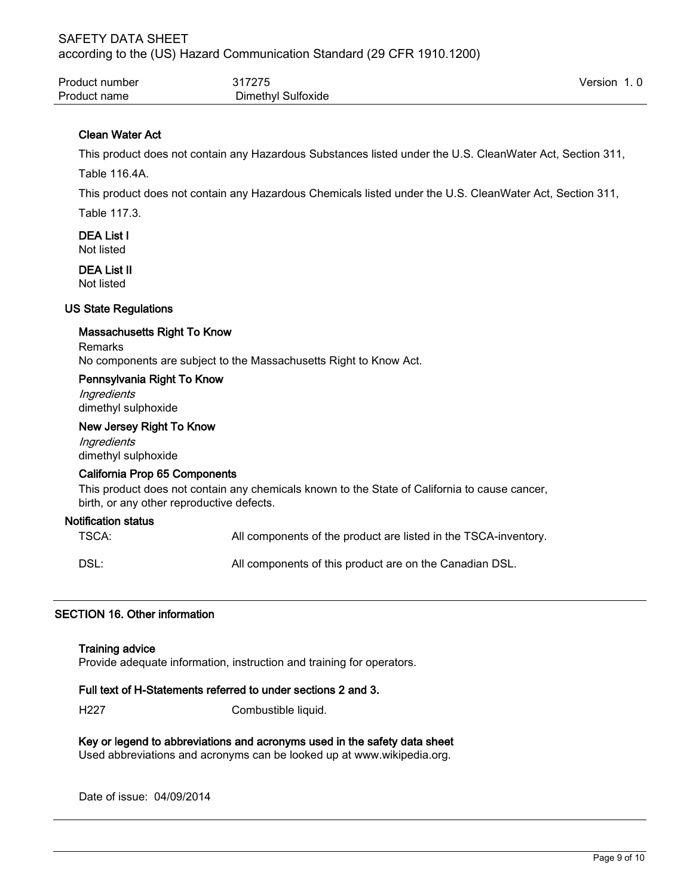#### Clean Water Act

This product does not contain any Hazardous Substances listed under the U.S. CleanWater Act, Section 311, Table 116.4A.

This product does not contain any Hazardous Chemicals listed under the U.S. CleanWater Act, Section 311, Table 117.3.

#### DEA List I

Not listed

#### DEA List II

Not listed

### US State Regulations

#### Massachusetts Right To Know

Remarks

No components are subject to the Massachusetts Right to Know Act.

#### Pennsylvania Right To Know

*Ingredients*

dimethyl sulphoxide

#### New Jersey Right To Know

*Ingredients*

dimethyl sulphoxide

#### California Prop 65 Components

This product does not contain any chemicals known to the State of California to cause cancer, birth, or any other reproductive defects.

### Notification status

| | |
|---|---|
| TSCA: | All components of the product are listed in the TSCA-inventory. |
| DSL: | All components of this product are on the Canadian DSL. |

## SECTION 16. Other information

#### Training advice

Provide adequate information, instruction and training for operators.

#### Full text of H-Statements referred to under sections 2 and 3.

| | |
|---|---|
| H227 | Combustible liquid. |

#### Key or legend to abbreviations and acronyms used in the safety data sheet

Used abbreviations and acronyms can be looked up at www.wikipedia.org.

Date of issue: 04/09/2014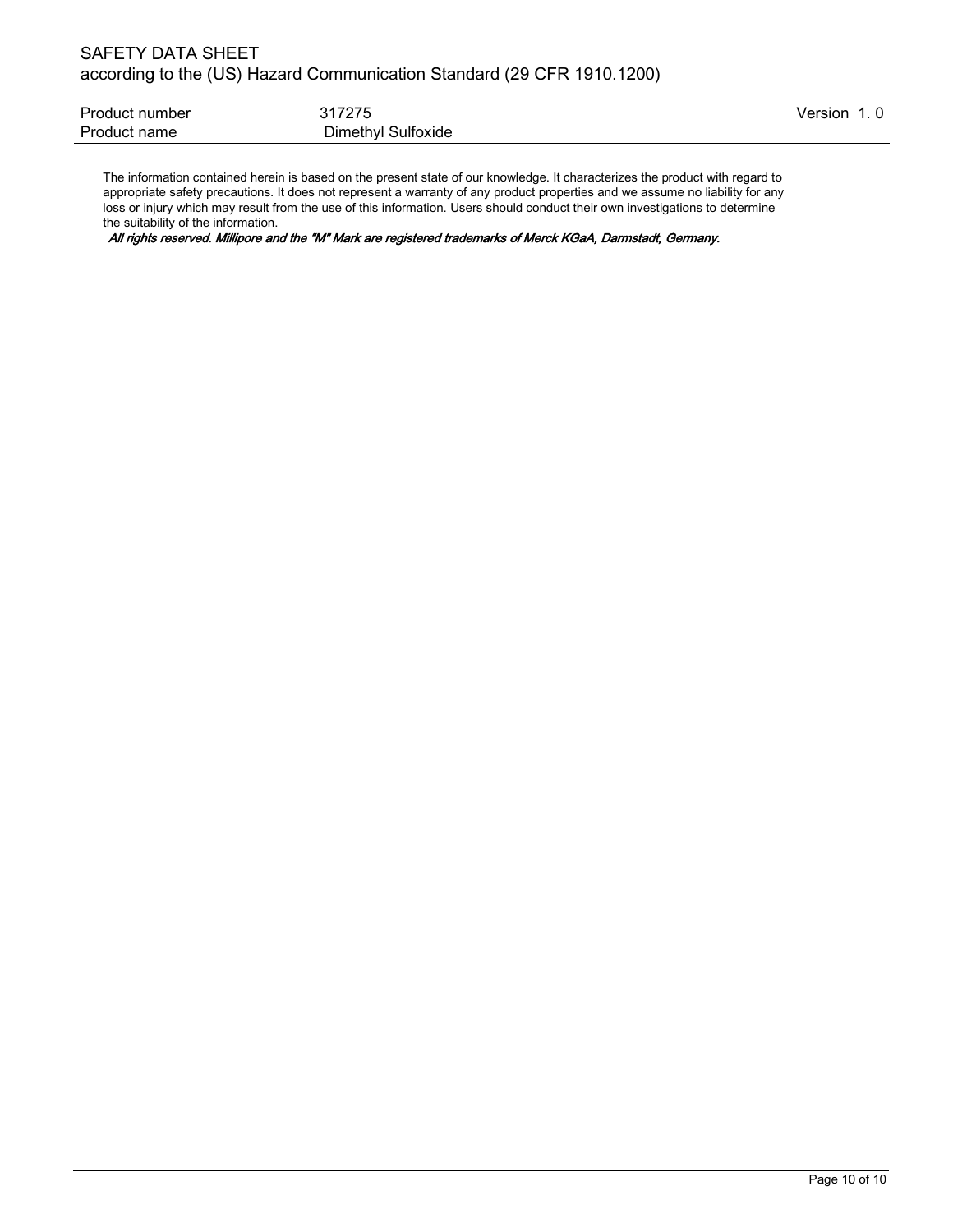The information contained herein is based on the present state of our knowledge. It characterizes the product with regard to appropriate safety precautions. It does not represent a warranty of any product properties and we assume no liability for any loss or injury which may result from the use of this information. Users should conduct their own investigations to determine the suitability of the information.

***All rights reserved. Millipore and the "M" Mark are registered trademarks of Merck KGaA, Darmstadt, Germany.***